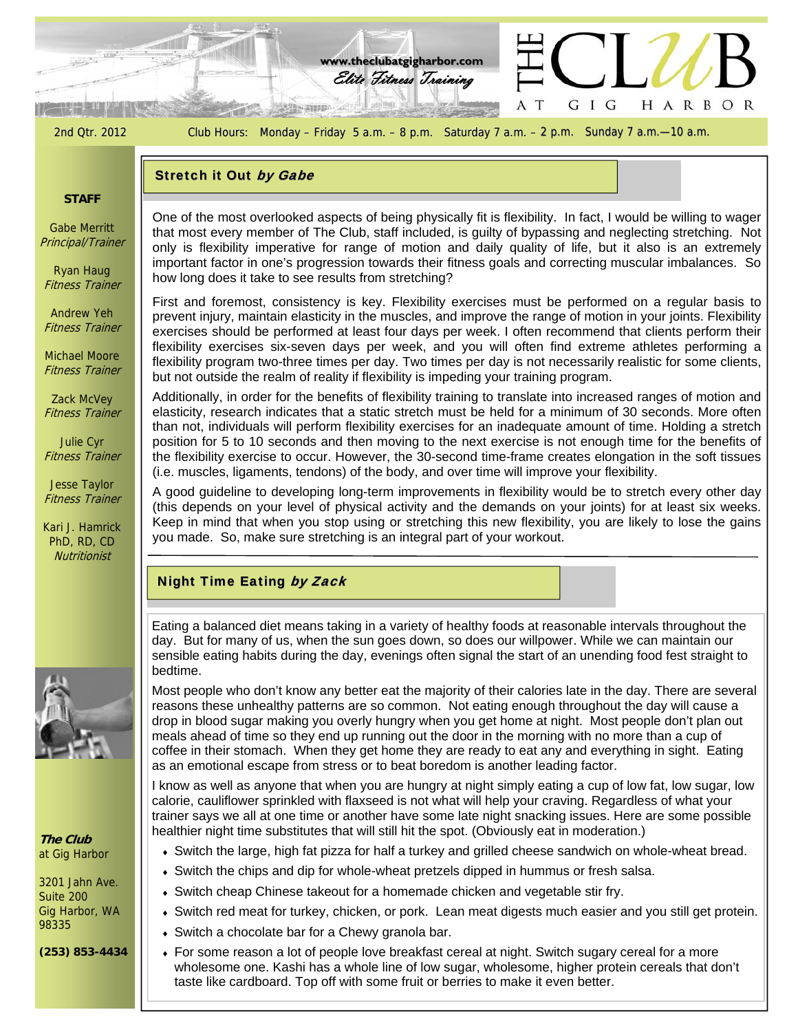www.theclubatgigharbor.com
*Elite Fitness Training*

# THE CLUB AT GIG HARBOR

2nd Qtr. 2012

Club Hours: Monday – Friday 5 a.m. – 8 p.m. Saturday 7 a.m. – 2 p.m. Sunday 7 a.m.—10 a.m.

**STAFF**

Gabe Merritt
*Principal/Trainer*

Ryan Haug
*Fitness Trainer*

Andrew Yeh
*Fitness Trainer*

Michael Moore
*Fitness Trainer*

Zack McVey
*Fitness Trainer*

Julie Cyr
*Fitness Trainer*

Jesse Taylor
*Fitness Trainer*

Kari J. Hamrick
PhD, RD, CD
*Nutritionist*

## Stretch it Out *by Gabe*

One of the most overlooked aspects of being physically fit is flexibility. In fact, I would be willing to wager that most every member of The Club, staff included, is guilty of bypassing and neglecting stretching. Not only is flexibility imperative for range of motion and daily quality of life, but it also is an extremely important factor in one's progression towards their fitness goals and correcting muscular imbalances. So how long does it take to see results from stretching?

First and foremost, consistency is key. Flexibility exercises must be performed on a regular basis to prevent injury, maintain elasticity in the muscles, and improve the range of motion in your joints. Flexibility exercises should be performed at least four days per week. I often recommend that clients perform their flexibility exercises six-seven days per week, and you will often find extreme athletes performing a flexibility program two-three times per day. Two times per day is not necessarily realistic for some clients, but not outside the realm of reality if flexibility is impeding your training program.

Additionally, in order for the benefits of flexibility training to translate into increased ranges of motion and elasticity, research indicates that a static stretch must be held for a minimum of 30 seconds. More often than not, individuals will perform flexibility exercises for an inadequate amount of time. Holding a stretch position for 5 to 10 seconds and then moving to the next exercise is not enough time for the benefits of the flexibility exercise to occur. However, the 30-second time-frame creates elongation in the soft tissues (i.e. muscles, ligaments, tendons) of the body, and over time will improve your flexibility.

A good guideline to developing long-term improvements in flexibility would be to stretch every other day (this depends on your level of physical activity and the demands on your joints) for at least six weeks. Keep in mind that when you stop using or stretching this new flexibility, you are likely to lose the gains you made. So, make sure stretching is an integral part of your workout.

## Night Time Eating *by Zack*

Eating a balanced diet means taking in a variety of healthy foods at reasonable intervals throughout the day. But for many of us, when the sun goes down, so does our willpower. While we can maintain our sensible eating habits during the day, evenings often signal the start of an unending food fest straight to bedtime.

Most people who don't know any better eat the majority of their calories late in the day. There are several reasons these unhealthy patterns are so common. Not eating enough throughout the day will cause a drop in blood sugar making you overly hungry when you get home at night. Most people don't plan out meals ahead of time so they end up running out the door in the morning with no more than a cup of coffee in their stomach. When they get home they are ready to eat any and everything in sight. Eating as an emotional escape from stress or to beat boredom is another leading factor.

I know as well as anyone that when you are hungry at night simply eating a cup of low fat, low sugar, low calorie, cauliflower sprinkled with flaxseed is not what will help your craving. Regardless of what your trainer says we all at one time or another have some late night snacking issues. Here are some possible healthier night time substitutes that will still hit the spot. (Obviously eat in moderation.)

- Switch the large, high fat pizza for half a turkey and grilled cheese sandwich on whole-wheat bread.
- Switch the chips and dip for whole-wheat pretzels dipped in hummus or fresh salsa.
- Switch cheap Chinese takeout for a homemade chicken and vegetable stir fry.
- Switch red meat for turkey, chicken, or pork. Lean meat digests much easier and you still get protein.
- Switch a chocolate bar for a Chewy granola bar.
- For some reason a lot of people love breakfast cereal at night. Switch sugary cereal for a more wholesome one. Kashi has a whole line of low sugar, wholesome, higher protein cereals that don't taste like cardboard. Top off with some fruit or berries to make it even better.

***The Club*** at Gig Harbor

3201 Jahn Ave.
Suite 200
Gig Harbor, WA
98335

**(253) 853-4434**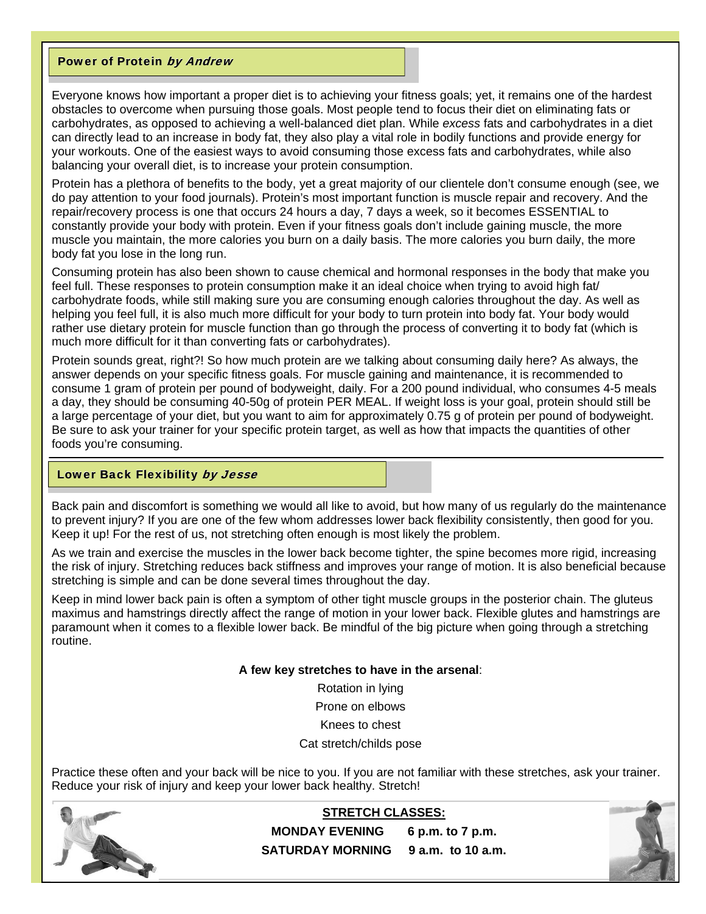## Power of Protein *by Andrew*

Everyone knows how important a proper diet is to achieving your fitness goals; yet, it remains one of the hardest obstacles to overcome when pursuing those goals. Most people tend to focus their diet on eliminating fats or carbohydrates, as opposed to achieving a well-balanced diet plan. While *excess* fats and carbohydrates in a diet can directly lead to an increase in body fat, they also play a vital role in bodily functions and provide energy for your workouts. One of the easiest ways to avoid consuming those excess fats and carbohydrates, while also balancing your overall diet, is to increase your protein consumption.

Protein has a plethora of benefits to the body, yet a great majority of our clientele don't consume enough (see, we do pay attention to your food journals). Protein's most important function is muscle repair and recovery. And the repair/recovery process is one that occurs 24 hours a day, 7 days a week, so it becomes ESSENTIAL to constantly provide your body with protein. Even if your fitness goals don't include gaining muscle, the more muscle you maintain, the more calories you burn on a daily basis. The more calories you burn daily, the more body fat you lose in the long run.

Consuming protein has also been shown to cause chemical and hormonal responses in the body that make you feel full. These responses to protein consumption make it an ideal choice when trying to avoid high fat/carbohydrate foods, while still making sure you are consuming enough calories throughout the day. As well as helping you feel full, it is also much more difficult for your body to turn protein into body fat. Your body would rather use dietary protein for muscle function than go through the process of converting it to body fat (which is much more difficult for it than converting fats or carbohydrates).

Protein sounds great, right?! So how much protein are we talking about consuming daily here? As always, the answer depends on your specific fitness goals. For muscle gaining and maintenance, it is recommended to consume 1 gram of protein per pound of bodyweight, daily. For a 200 pound individual, who consumes 4-5 meals a day, they should be consuming 40-50g of protein PER MEAL. If weight loss is your goal, protein should still be a large percentage of your diet, but you want to aim for approximately 0.75 g of protein per pound of bodyweight. Be sure to ask your trainer for your specific protein target, as well as how that impacts the quantities of other foods you're consuming.

## Lower Back Flexibility *by Jesse*

Back pain and discomfort is something we would all like to avoid, but how many of us regularly do the maintenance to prevent injury? If you are one of the few whom addresses lower back flexibility consistently, then good for you. Keep it up! For the rest of us, not stretching often enough is most likely the problem.

As we train and exercise the muscles in the lower back become tighter, the spine becomes more rigid, increasing the risk of injury. Stretching reduces back stiffness and improves your range of motion. It is also beneficial because stretching is simple and can be done several times throughout the day.

Keep in mind lower back pain is often a symptom of other tight muscle groups in the posterior chain. The gluteus maximus and hamstrings directly affect the range of motion in your lower back. Flexible glutes and hamstrings are paramount when it comes to a flexible lower back. Be mindful of the big picture when going through a stretching routine.

**A few key stretches to have in the arsenal**:

Rotation in lying

Prone on elbows

Knees to chest

Cat stretch/childs pose

Practice these often and your back will be nice to you. If you are not familiar with these stretches, ask your trainer. Reduce your risk of injury and keep your lower back healthy. Stretch!

**STRETCH CLASSES:**

**MONDAY EVENING 6 p.m. to 7 p.m.**

**SATURDAY MORNING 9 a.m. to 10 a.m.**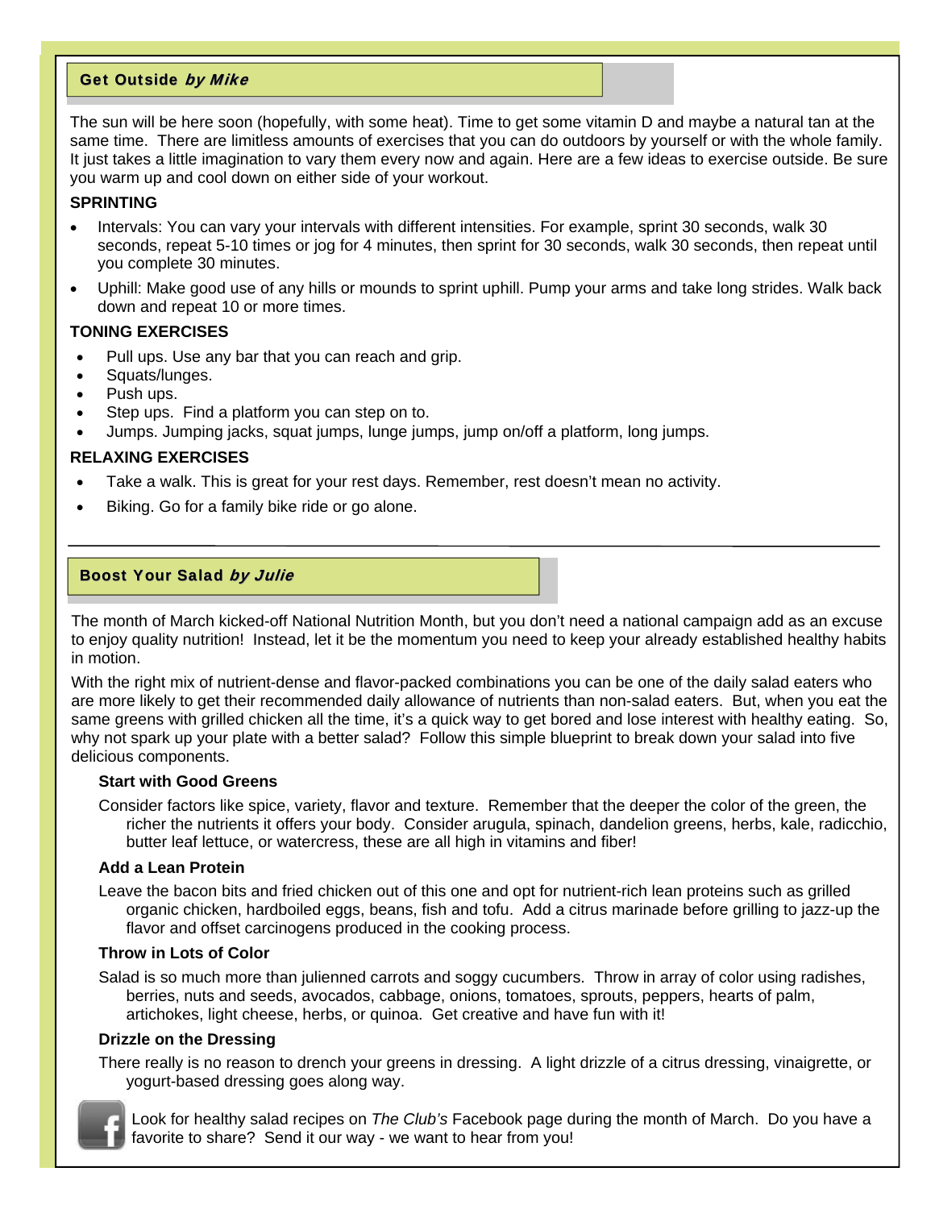## Get Outside *by Mike*

The sun will be here soon (hopefully, with some heat). Time to get some vitamin D and maybe a natural tan at the same time. There are limitless amounts of exercises that you can do outdoors by yourself or with the whole family. It just takes a little imagination to vary them every now and again. Here are a few ideas to exercise outside. Be sure you warm up and cool down on either side of your workout.

### SPRINTING

- Intervals: You can vary your intervals with different intensities. For example, sprint 30 seconds, walk 30 seconds, repeat 5-10 times or jog for 4 minutes, then sprint for 30 seconds, walk 30 seconds, then repeat until you complete 30 minutes.
- Uphill: Make good use of any hills or mounds to sprint uphill. Pump your arms and take long strides. Walk back down and repeat 10 or more times.

### TONING EXERCISES

- Pull ups. Use any bar that you can reach and grip.
- Squats/lunges.
- Push ups.
- Step ups. Find a platform you can step on to.
- Jumps. Jumping jacks, squat jumps, lunge jumps, jump on/off a platform, long jumps.

### RELAXING EXERCISES

- Take a walk. This is great for your rest days. Remember, rest doesn't mean no activity.
- Biking. Go for a family bike ride or go alone.

---

## Boost Your Salad *by Julie*

The month of March kicked-off National Nutrition Month, but you don't need a national campaign add as an excuse to enjoy quality nutrition! Instead, let it be the momentum you need to keep your already established healthy habits in motion.

With the right mix of nutrient-dense and flavor-packed combinations you can be one of the daily salad eaters who are more likely to get their recommended daily allowance of nutrients than non-salad eaters. But, when you eat the same greens with grilled chicken all the time, it's a quick way to get bored and lose interest with healthy eating. So, why not spark up your plate with a better salad? Follow this simple blueprint to break down your salad into five delicious components.

**Start with Good Greens**

Consider factors like spice, variety, flavor and texture. Remember that the deeper the color of the green, the richer the nutrients it offers your body. Consider arugula, spinach, dandelion greens, herbs, kale, radicchio, butter leaf lettuce, or watercress, these are all high in vitamins and fiber!

**Add a Lean Protein**

Leave the bacon bits and fried chicken out of this one and opt for nutrient-rich lean proteins such as grilled organic chicken, hardboiled eggs, beans, fish and tofu. Add a citrus marinade before grilling to jazz-up the flavor and offset carcinogens produced in the cooking process.

**Throw in Lots of Color**

Salad is so much more than julienned carrots and soggy cucumbers. Throw in array of color using radishes, berries, nuts and seeds, avocados, cabbage, onions, tomatoes, sprouts, peppers, hearts of palm, artichokes, light cheese, herbs, or quinoa. Get creative and have fun with it!

**Drizzle on the Dressing**

There really is no reason to drench your greens in dressing. A light drizzle of a citrus dressing, vinaigrette, or yogurt-based dressing goes along way.

Look for healthy salad recipes on *The Club's* Facebook page during the month of March. Do you have a favorite to share? Send it our way - we want to hear from you!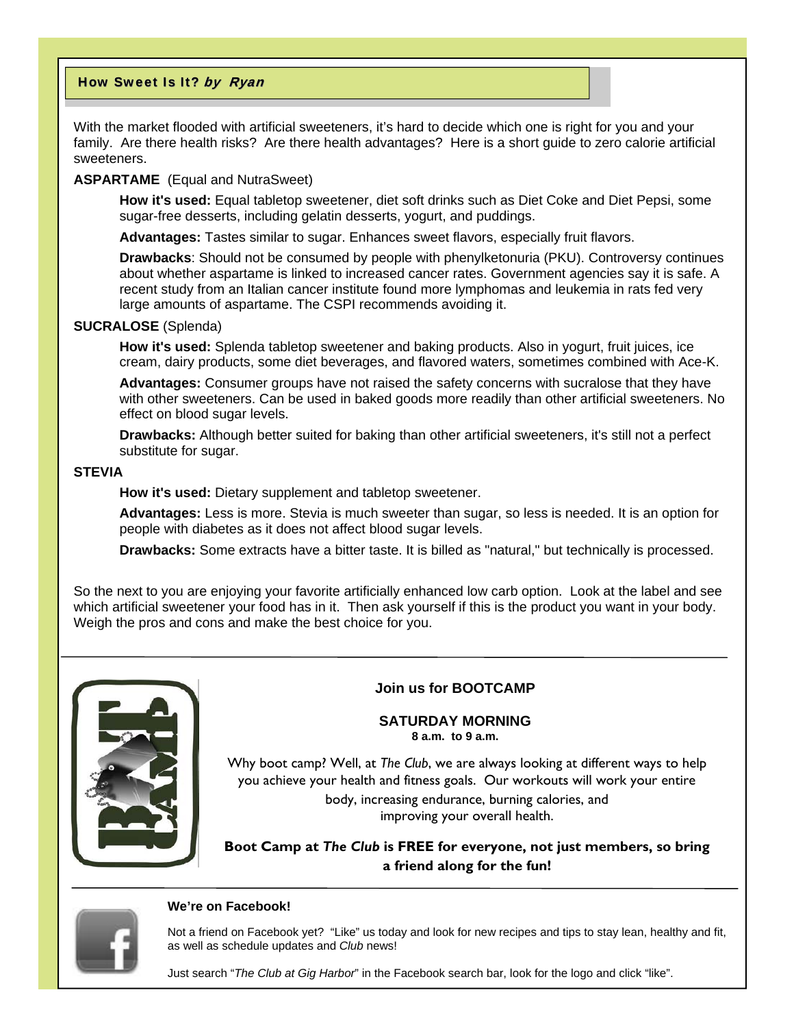## How Sweet Is It? *by Ryan*

With the market flooded with artificial sweeteners, it's hard to decide which one is right for you and your family. Are there health risks? Are there health advantages? Here is a short guide to zero calorie artificial sweeteners.

**ASPARTAME** (Equal and NutraSweet)

**How it's used:** Equal tabletop sweetener, diet soft drinks such as Diet Coke and Diet Pepsi, some sugar-free desserts, including gelatin desserts, yogurt, and puddings.

**Advantages:** Tastes similar to sugar. Enhances sweet flavors, especially fruit flavors.

**Drawbacks**: Should not be consumed by people with phenylketonuria (PKU). Controversy continues about whether aspartame is linked to increased cancer rates. Government agencies say it is safe. A recent study from an Italian cancer institute found more lymphomas and leukemia in rats fed very large amounts of aspartame. The CSPI recommends avoiding it.

**SUCRALOSE** (Splenda)

**How it's used:** Splenda tabletop sweetener and baking products. Also in yogurt, fruit juices, ice cream, dairy products, some diet beverages, and flavored waters, sometimes combined with Ace-K.

**Advantages:** Consumer groups have not raised the safety concerns with sucralose that they have with other sweeteners. Can be used in baked goods more readily than other artificial sweeteners. No effect on blood sugar levels.

**Drawbacks:** Although better suited for baking than other artificial sweeteners, it's still not a perfect substitute for sugar.

**STEVIA**

**How it's used:** Dietary supplement and tabletop sweetener.

**Advantages:** Less is more. Stevia is much sweeter than sugar, so less is needed. It is an option for people with diabetes as it does not affect blood sugar levels.

**Drawbacks:** Some extracts have a bitter taste. It is billed as "natural," but technically is processed.

So the next to you are enjoying your favorite artificially enhanced low carb option. Look at the label and see which artificial sweetener your food has in it. Then ask yourself if this is the product you want in your body. Weigh the pros and cons and make the best choice for you.

---

**Join us for BOOTCAMP**

**SATURDAY MORNING**
**8 a.m. to 9 a.m.**

Why boot camp? Well, at *The Club*, we are always looking at different ways to help you achieve your health and fitness goals. Our workouts will work your entire body, increasing endurance, burning calories, and improving your overall health.

**Boot Camp at *The Club* is FREE for everyone, not just members, so bring a friend along for the fun!**

---

**We're on Facebook!**

Not a friend on Facebook yet? "Like" us today and look for new recipes and tips to stay lean, healthy and fit, as well as schedule updates and *Club* news!

Just search "*The Club at Gig Harbor*" in the Facebook search bar, look for the logo and click "like".